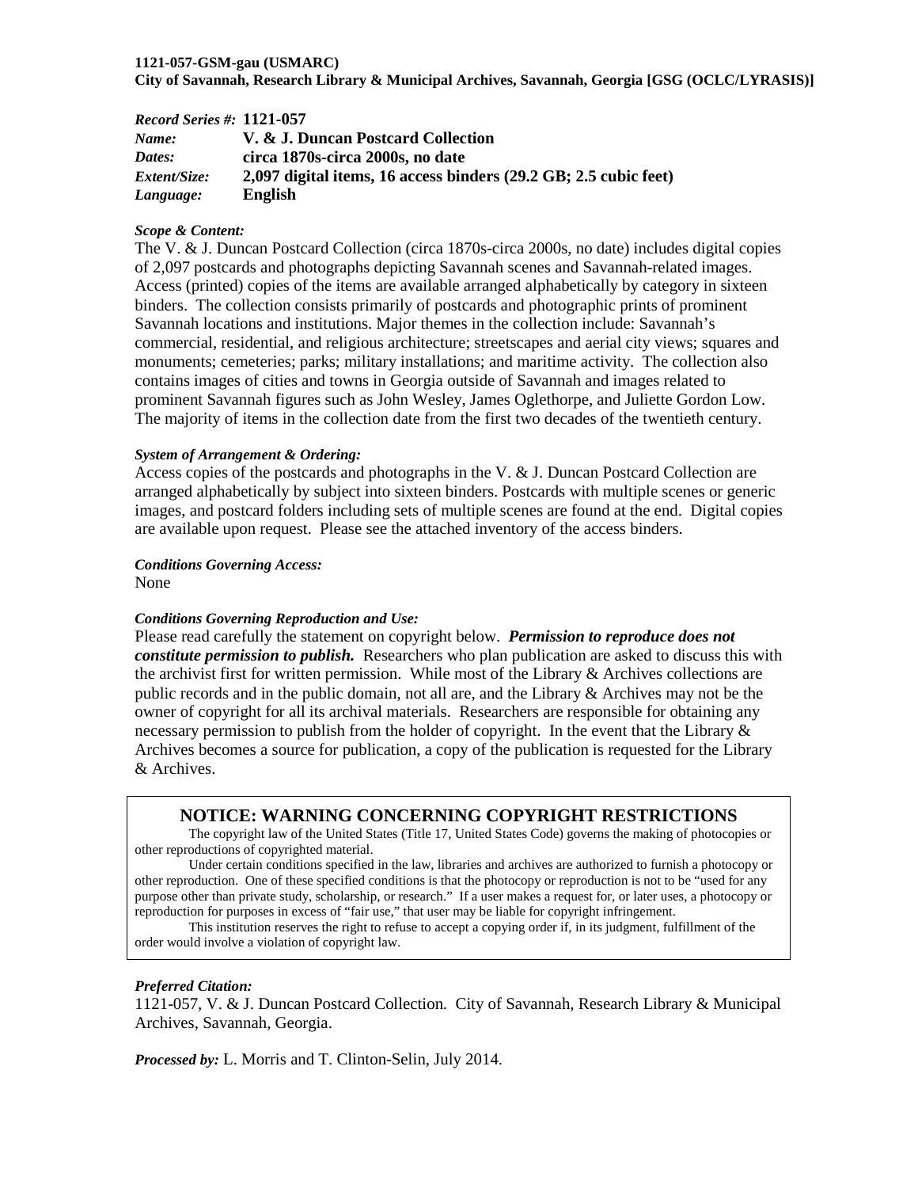**1121-057-GSM-gau (USMARC)**
**City of Savannah, Research Library & Municipal Archives, Savannah, Georgia [GSG (OCLC/LYRASIS)]**

| | |
|---|---|
| ***Record Series #:*** | **1121-057** |
| ***Name:*** | **V. & J. Duncan Postcard Collection** |
| ***Dates:*** | **circa 1870s-circa 2000s, no date** |
| ***Extent/Size:*** | **2,097 digital items, 16 access binders (29.2 GB; 2.5 cubic feet)** |
| ***Language:*** | **English** |

***Scope & Content:***
The V. & J. Duncan Postcard Collection (circa 1870s-circa 2000s, no date) includes digital copies of 2,097 postcards and photographs depicting Savannah scenes and Savannah-related images. Access (printed) copies of the items are available arranged alphabetically by category in sixteen binders. The collection consists primarily of postcards and photographic prints of prominent Savannah locations and institutions. Major themes in the collection include: Savannah's commercial, residential, and religious architecture; streetscapes and aerial city views; squares and monuments; cemeteries; parks; military installations; and maritime activity. The collection also contains images of cities and towns in Georgia outside of Savannah and images related to prominent Savannah figures such as John Wesley, James Oglethorpe, and Juliette Gordon Low. The majority of items in the collection date from the first two decades of the twentieth century.

***System of Arrangement & Ordering:***
Access copies of the postcards and photographs in the V. & J. Duncan Postcard Collection are arranged alphabetically by subject into sixteen binders. Postcards with multiple scenes or generic images, and postcard folders including sets of multiple scenes are found at the end. Digital copies are available upon request. Please see the attached inventory of the access binders.

***Conditions Governing Access:***
None

***Conditions Governing Reproduction and Use:***
Please read carefully the statement on copyright below. ***Permission to reproduce does not constitute permission to publish.*** Researchers who plan publication are asked to discuss this with the archivist first for written permission. While most of the Library & Archives collections are public records and in the public domain, not all are, and the Library & Archives may not be the owner of copyright for all its archival materials. Researchers are responsible for obtaining any necessary permission to publish from the holder of copyright. In the event that the Library & Archives becomes a source for publication, a copy of the publication is requested for the Library & Archives.

## NOTICE: WARNING CONCERNING COPYRIGHT RESTRICTIONS

The copyright law of the United States (Title 17, United States Code) governs the making of photocopies or other reproductions of copyrighted material.

Under certain conditions specified in the law, libraries and archives are authorized to furnish a photocopy or other reproduction. One of these specified conditions is that the photocopy or reproduction is not to be "used for any purpose other than private study, scholarship, or research." If a user makes a request for, or later uses, a photocopy or reproduction for purposes in excess of "fair use," that user may be liable for copyright infringement.

This institution reserves the right to refuse to accept a copying order if, in its judgment, fulfillment of the order would involve a violation of copyright law.

***Preferred Citation:***
1121-057, V. & J. Duncan Postcard Collection. City of Savannah, Research Library & Municipal Archives, Savannah, Georgia.

***Processed by:*** L. Morris and T. Clinton-Selin, July 2014.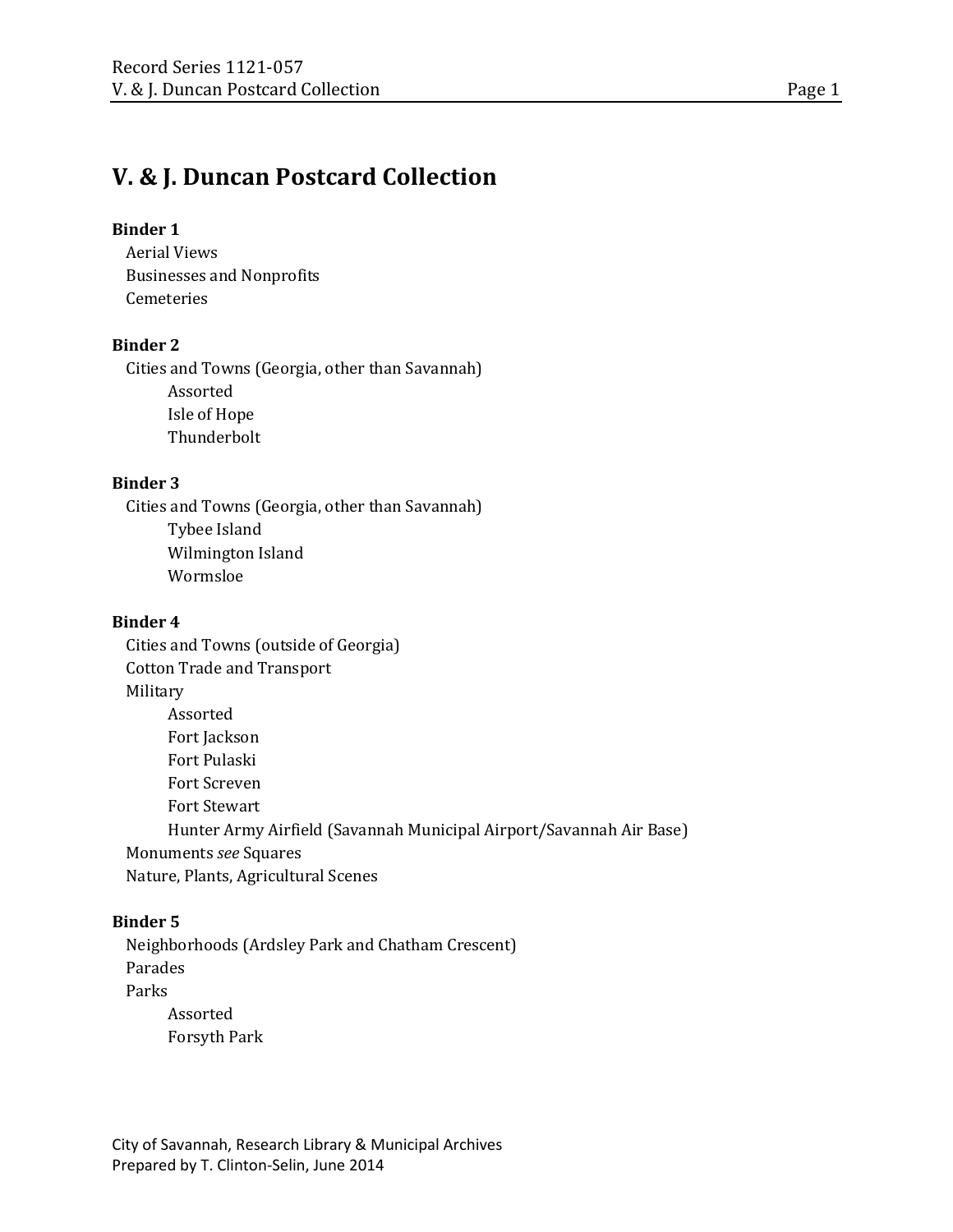# V. & J. Duncan Postcard Collection

**Binder 1**

- Aerial Views
- Businesses and Nonprofits
- Cemeteries

**Binder 2**

- Cities and Towns (Georgia, other than Savannah)
  - Assorted
  - Isle of Hope
  - Thunderbolt

**Binder 3**

- Cities and Towns (Georgia, other than Savannah)
  - Tybee Island
  - Wilmington Island
  - Wormsloe

**Binder 4**

- Cities and Towns (outside of Georgia)
- Cotton Trade and Transport
- Military
  - Assorted
  - Fort Jackson
  - Fort Pulaski
  - Fort Screven
  - Fort Stewart
  - Hunter Army Airfield (Savannah Municipal Airport/Savannah Air Base)
- Monuments *see* Squares
- Nature, Plants, Agricultural Scenes

**Binder 5**

- Neighborhoods (Ardsley Park and Chatham Crescent)
- Parades
- Parks
  - Assorted
  - Forsyth Park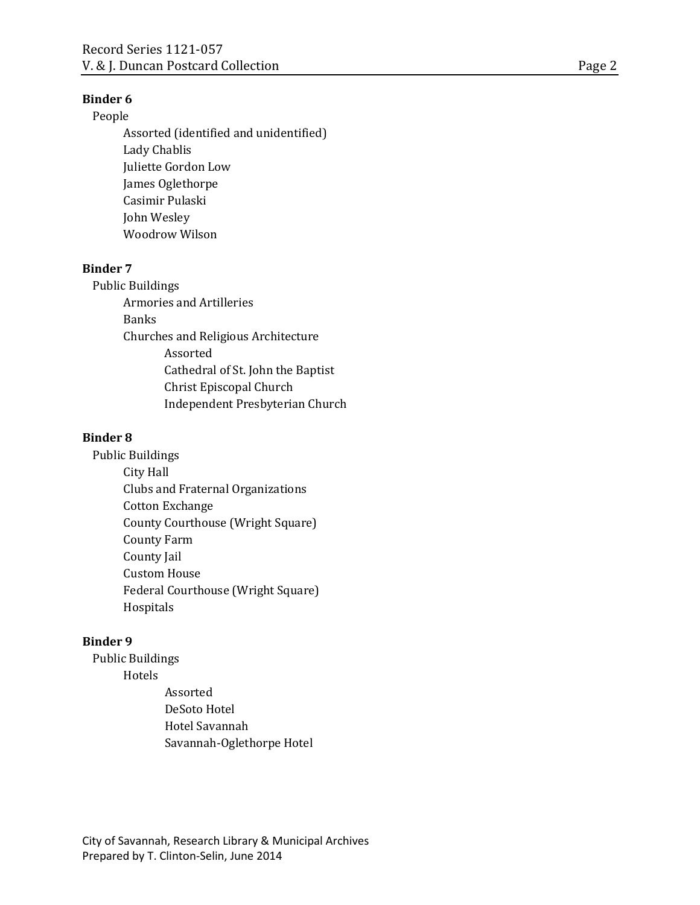**Binder 6**

- People
  - Assorted (identified and unidentified)
  - Lady Chablis
  - Juliette Gordon Low
  - James Oglethorpe
  - Casimir Pulaski
  - John Wesley
  - Woodrow Wilson

**Binder 7**

- Public Buildings
  - Armories and Artilleries
  - Banks
  - Churches and Religious Architecture
    - Assorted
    - Cathedral of St. John the Baptist
    - Christ Episcopal Church
    - Independent Presbyterian Church

**Binder 8**

- Public Buildings
  - City Hall
  - Clubs and Fraternal Organizations
  - Cotton Exchange
  - County Courthouse (Wright Square)
  - County Farm
  - County Jail
  - Custom House
  - Federal Courthouse (Wright Square)
  - Hospitals

**Binder 9**

- Public Buildings
  - Hotels
    - Assorted
    - DeSoto Hotel
    - Hotel Savannah
    - Savannah-Oglethorpe Hotel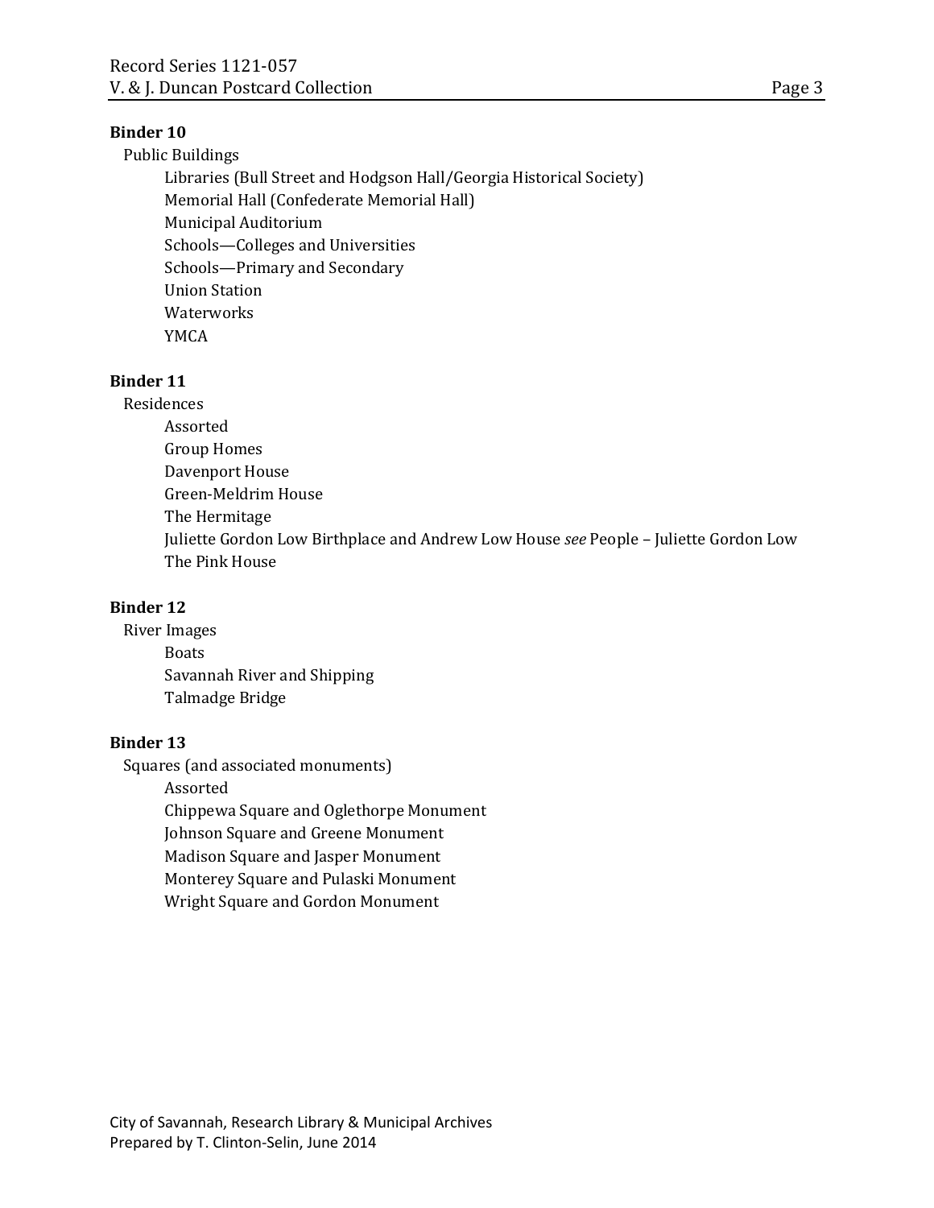**Binder 10**

- Public Buildings
  - Libraries (Bull Street and Hodgson Hall/Georgia Historical Society)
  - Memorial Hall (Confederate Memorial Hall)
  - Municipal Auditorium
  - Schools—Colleges and Universities
  - Schools—Primary and Secondary
  - Union Station
  - Waterworks
  - YMCA

**Binder 11**

- Residences
  - Assorted
  - Group Homes
  - Davenport House
  - Green-Meldrim House
  - The Hermitage
  - Juliette Gordon Low Birthplace and Andrew Low House *see* People – Juliette Gordon Low
  - The Pink House

**Binder 12**

- River Images
  - Boats
  - Savannah River and Shipping
  - Talmadge Bridge

**Binder 13**

- Squares (and associated monuments)
  - Assorted
  - Chippewa Square and Oglethorpe Monument
  - Johnson Square and Greene Monument
  - Madison Square and Jasper Monument
  - Monterey Square and Pulaski Monument
  - Wright Square and Gordon Monument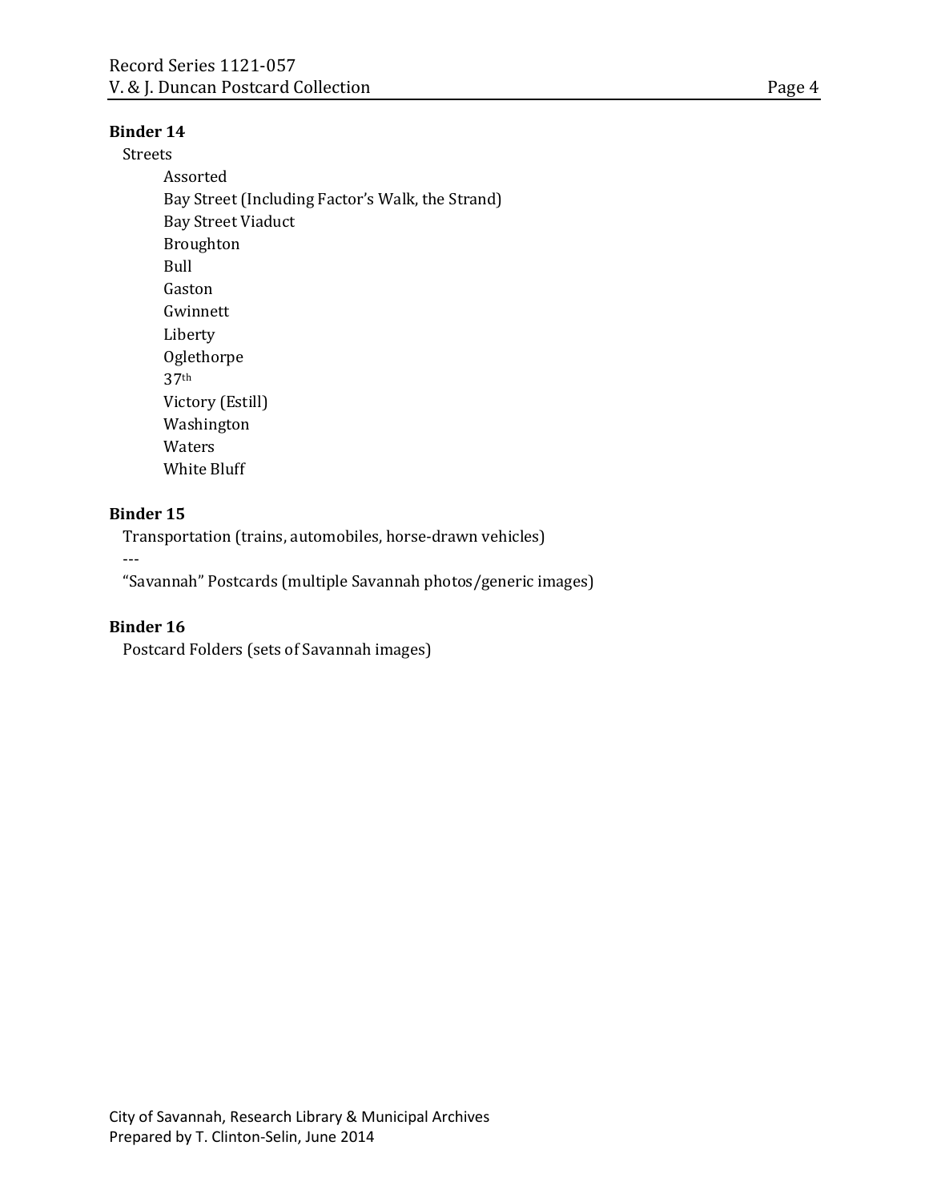**Binder 14**

Streets

- Assorted
- Bay Street (Including Factor's Walk, the Strand)
- Bay Street Viaduct
- Broughton
- Bull
- Gaston
- Gwinnett
- Liberty
- Oglethorpe
- 37th
- Victory (Estill)
- Washington
- Waters
- White Bluff

**Binder 15**

Transportation (trains, automobiles, horse-drawn vehicles)

---

"Savannah" Postcards (multiple Savannah photos/generic images)

**Binder 16**

Postcard Folders (sets of Savannah images)

City of Savannah, Research Library & Municipal Archives
Prepared by T. Clinton-Selin, June 2014